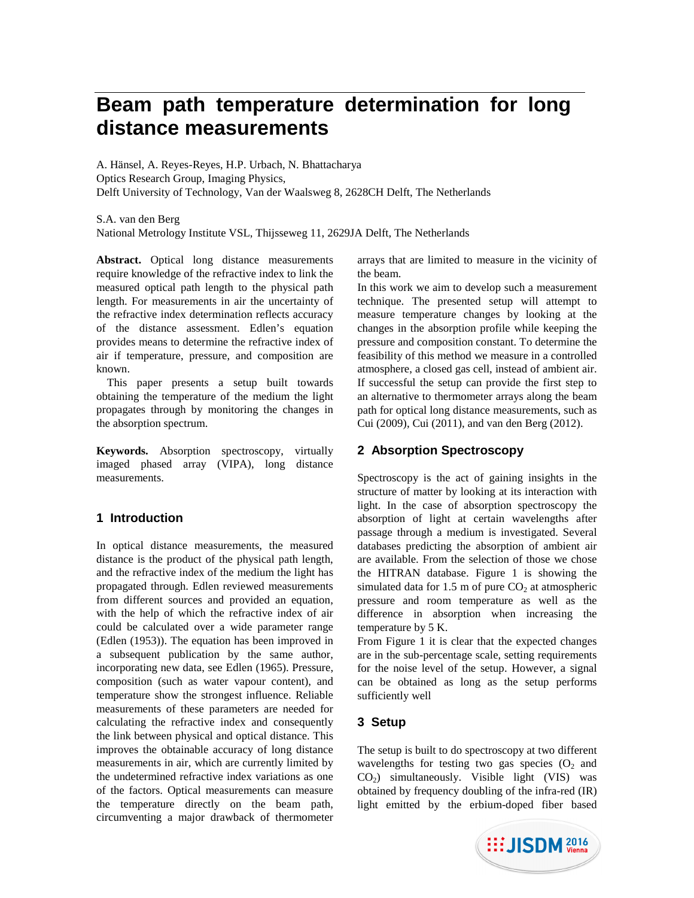# Beam path temperature determination for long distance measurements

A. Hänsel, A. Reyes-Reyes, H.P. Urbach, N. Bhattacharya
Optics Research Group, Imaging Physics,
Delft University of Technology, Van der Waalsweg 8, 2628CH Delft, The Netherlands

S.A. van den Berg
National Metrology Institute VSL, Thijsseweg 11, 2629JA Delft, The Netherlands

**Abstract.** Optical long distance measurements require knowledge of the refractive index to link the measured optical path length to the physical path length. For measurements in air the uncertainty of the refractive index determination reflects accuracy of the distance assessment. Edlen's equation provides means to determine the refractive index of air if temperature, pressure, and composition are known.

This paper presents a setup built towards obtaining the temperature of the medium the light propagates through by monitoring the changes in the absorption spectrum.

**Keywords.** Absorption spectroscopy, virtually imaged phased array (VIPA), long distance measurements.

## 1 Introduction

In optical distance measurements, the measured distance is the product of the physical path length, and the refractive index of the medium the light has propagated through. Edlen reviewed measurements from different sources and provided an equation, with the help of which the refractive index of air could be calculated over a wide parameter range (Edlen (1953)). The equation has been improved in a subsequent publication by the same author, incorporating new data, see Edlen (1965). Pressure, composition (such as water vapour content), and temperature show the strongest influence. Reliable measurements of these parameters are needed for calculating the refractive index and consequently the link between physical and optical distance. This improves the obtainable accuracy of long distance measurements in air, which are currently limited by the undetermined refractive index variations as one of the factors. Optical measurements can measure the temperature directly on the beam path, circumventing a major drawback of thermometer arrays that are limited to measure in the vicinity of the beam.

In this work we aim to develop such a measurement technique. The presented setup will attempt to measure temperature changes by looking at the changes in the absorption profile while keeping the pressure and composition constant. To determine the feasibility of this method we measure in a controlled atmosphere, a closed gas cell, instead of ambient air. If successful the setup can provide the first step to an alternative to thermometer arrays along the beam path for optical long distance measurements, such as Cui (2009), Cui (2011), and van den Berg (2012).

## 2 Absorption Spectroscopy

Spectroscopy is the act of gaining insights in the structure of matter by looking at its interaction with light. In the case of absorption spectroscopy the absorption of light at certain wavelengths after passage through a medium is investigated. Several databases predicting the absorption of ambient air are available. From the selection of those we chose the HITRAN database. Figure 1 is showing the simulated data for 1.5 m of pure $CO_2$ at atmospheric pressure and room temperature as well as the difference in absorption when increasing the temperature by 5 K.

From Figure 1 it is clear that the expected changes are in the sub-percentage scale, setting requirements for the noise level of the setup. However, a signal can be obtained as long as the setup performs sufficiently well

## 3 Setup

The setup is built to do spectroscopy at two different wavelengths for testing two gas species ($O_2$ and $CO_2$) simultaneously. Visible light (VIS) was obtained by frequency doubling of the infra-red (IR) light emitted by the erbium-doped fiber based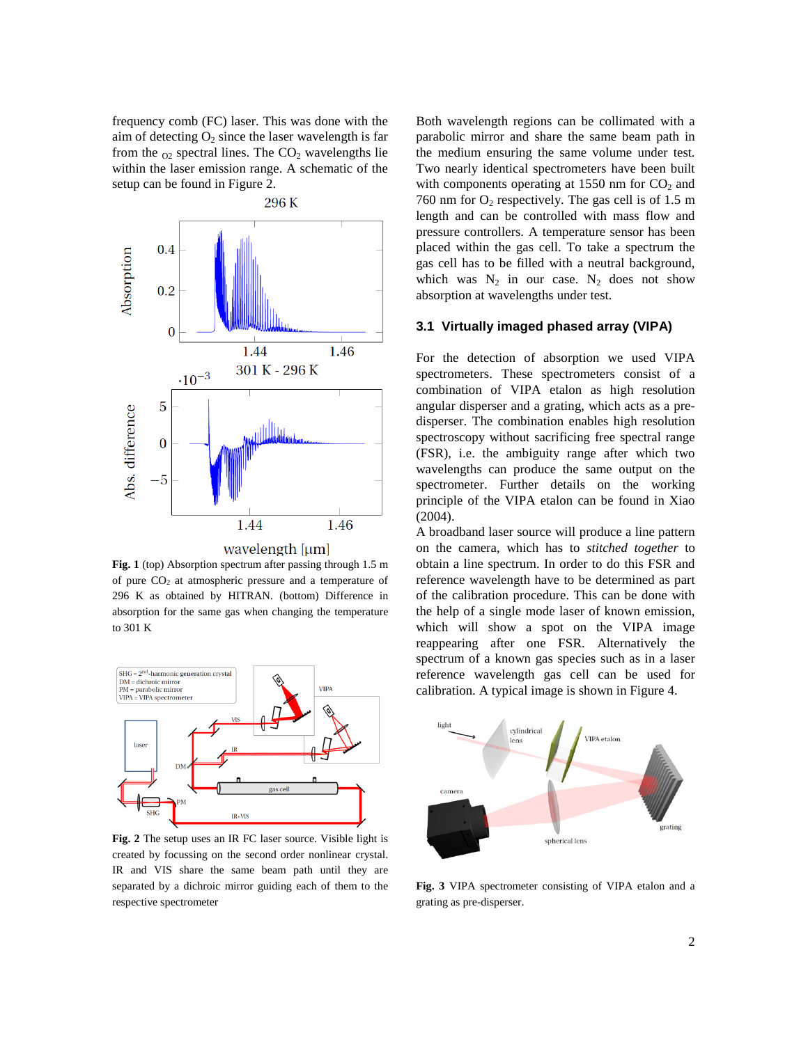frequency comb (FC) laser. This was done with the aim of detecting $O_2$ since the laser wavelength is far from the $_{O2}$ spectral lines. The $CO_2$ wavelengths lie within the laser emission range. A schematic of the setup can be found in Figure 2.

**Fig. 1** (top) Absorption spectrum after passing through 1.5 m of pure $CO_2$ at atmospheric pressure and a temperature of 296 K as obtained by HITRAN. (bottom) Difference in absorption for the same gas when changing the temperature to 301 K

**Fig. 2** The setup uses an IR FC laser source. Visible light is created by focussing on the second order nonlinear crystal. IR and VIS share the same beam path until they are separated by a dichroic mirror guiding each of them to the respective spectrometer

Both wavelength regions can be collimated with a parabolic mirror and share the same beam path in the medium ensuring the same volume under test. Two nearly identical spectrometers have been built with components operating at 1550 nm for $CO_2$ and 760 nm for $O_2$ respectively. The gas cell is of 1.5 m length and can be controlled with mass flow and pressure controllers. A temperature sensor has been placed within the gas cell. To take a spectrum the gas cell has to be filled with a neutral background, which was $N_2$ in our case. $N_2$ does not show absorption at wavelengths under test.

### 3.1 Virtually imaged phased array (VIPA)

For the detection of absorption we used VIPA spectrometers. These spectrometers consist of a combination of VIPA etalon as high resolution angular disperser and a grating, which acts as a pre-disperser. The combination enables high resolution spectroscopy without sacrificing free spectral range (FSR), i.e. the ambiguity range after which two wavelengths can produce the same output on the spectrometer. Further details on the working principle of the VIPA etalon can be found in Xiao (2004).

A broadband laser source will produce a line pattern on the camera, which has to *stitched together* to obtain a line spectrum. In order to do this FSR and reference wavelength have to be determined as part of the calibration procedure. This can be done with the help of a single mode laser of known emission, which will show a spot on the VIPA image reappearing after one FSR. Alternatively the spectrum of a known gas species such as in a laser reference wavelength gas cell can be used for calibration. A typical image is shown in Figure 4.

**Fig. 3** VIPA spectrometer consisting of VIPA etalon and a grating as pre-disperser.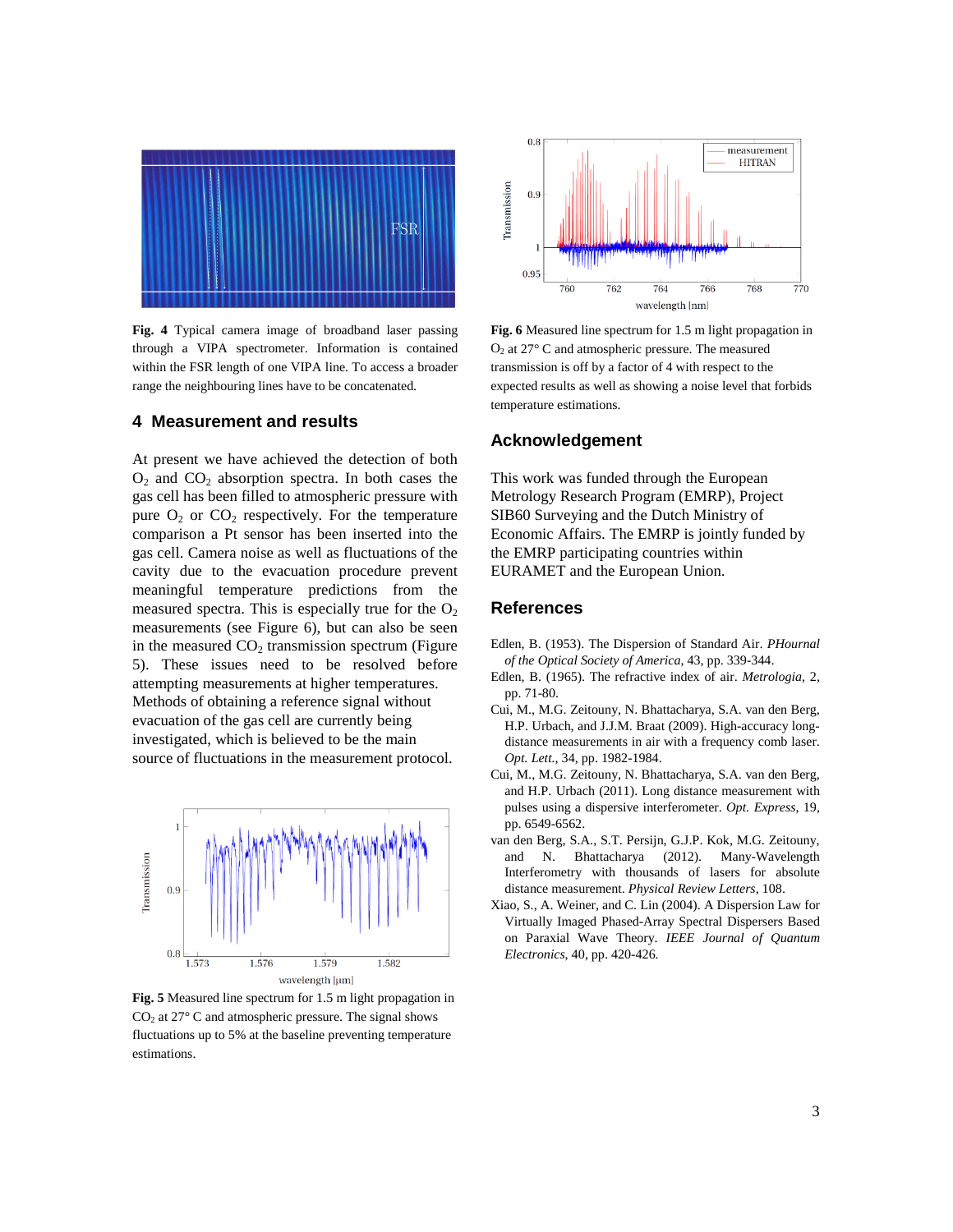FSR

**Fig. 4** Typical camera image of broadband laser passing through a VIPA spectrometer. Information is contained within the FSR length of one VIPA line. To access a broader range the neighbouring lines have to be concatenated.

## 4 Measurement and results

At present we have achieved the detection of both $O_2$ and $CO_2$ absorption spectra. In both cases the gas cell has been filled to atmospheric pressure with pure $O_2$ or $CO_2$ respectively. For the temperature comparison a Pt sensor has been inserted into the gas cell. Camera noise as well as fluctuations of the cavity due to the evacuation procedure prevent meaningful temperature predictions from the measured spectra. This is especially true for the $O_2$ measurements (see Figure 6), but can also be seen in the measured $CO_2$ transmission spectrum (Figure 5). These issues need to be resolved before attempting measurements at higher temperatures. Methods of obtaining a reference signal without evacuation of the gas cell are currently being investigated, which is believed to be the main source of fluctuations in the measurement protocol.

Transmission
1
0.9
0.8
1.573
1.576
1.579
1.582
wavelength [µm]

**Fig. 5** Measured line spectrum for 1.5 m light propagation in $CO_2$ at 27° C and atmospheric pressure. The signal shows fluctuations up to 5% at the baseline preventing temperature estimations.

Transmission
0.8
0.9
1
0.95
760
762
764
766
768
770
wavelength [nm]
measurement
HITRAN

**Fig. 6** Measured line spectrum for 1.5 m light propagation in $O_2$ at 27° C and atmospheric pressure. The measured transmission is off by a factor of 4 with respect to the expected results as well as showing a noise level that forbids temperature estimations.

## Acknowledgement

This work was funded through the European Metrology Research Program (EMRP), Project SIB60 Surveying and the Dutch Ministry of Economic Affairs. The EMRP is jointly funded by the EMRP participating countries within EURAMET and the European Union.

## References

Edlen, B. (1953). The Dispersion of Standard Air. *PHournal of the Optical Society of America*, 43, pp. 339-344.

Edlen, B. (1965). The refractive index of air. *Metrologia*, 2, pp. 71-80.

Cui, M., M.G. Zeitouny, N. Bhattacharya, S.A. van den Berg, H.P. Urbach, and J.J.M. Braat (2009). High-accuracy long-distance measurements in air with a frequency comb laser. *Opt. Lett.*, 34, pp. 1982-1984.

Cui, M., M.G. Zeitouny, N. Bhattacharya, S.A. van den Berg, and H.P. Urbach (2011). Long distance measurement with pulses using a dispersive interferometer. *Opt. Express*, 19, pp. 6549-6562.

van den Berg, S.A., S.T. Persijn, G.J.P. Kok, M.G. Zeitouny, and N. Bhattacharya (2012). Many-Wavelength Interferometry with thousands of lasers for absolute distance measurement. *Physical Review Letters*, 108.

Xiao, S., A. Weiner, and C. Lin (2004). A Dispersion Law for Virtually Imaged Phased-Array Spectral Dispersers Based on Paraxial Wave Theory. *IEEE Journal of Quantum Electronics*, 40, pp. 420-426.